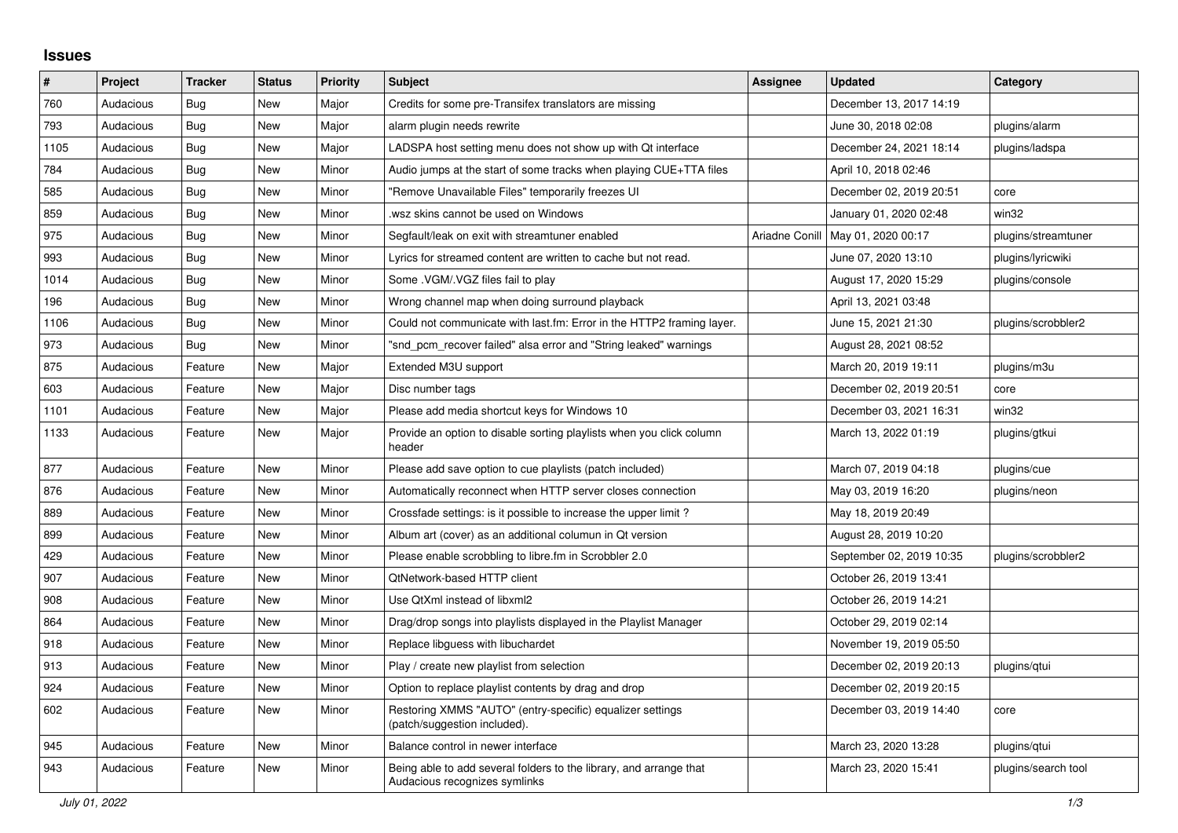# Issues

| # | Project | Tracker | Status | Priority | Subject | Assignee | Updated | Category |
|---|---|---|---|---|---|---|---|---|
| 760 | Audacious | Bug | New | Major | Credits for some pre-Transifex translators are missing | | December 13, 2017 14:19 | |
| 793 | Audacious | Bug | New | Major | alarm plugin needs rewrite | | June 30, 2018 02:08 | plugins/alarm |
| 1105 | Audacious | Bug | New | Major | LADSPA host setting menu does not show up with Qt interface | | December 24, 2021 18:14 | plugins/ladspa |
| 784 | Audacious | Bug | New | Minor | Audio jumps at the start of some tracks when playing CUE+TTA files | | April 10, 2018 02:46 | |
| 585 | Audacious | Bug | New | Minor | "Remove Unavailable Files" temporarily freezes UI | | December 02, 2019 20:51 | core |
| 859 | Audacious | Bug | New | Minor | .wsz skins cannot be used on Windows | | January 01, 2020 02:48 | win32 |
| 975 | Audacious | Bug | New | Minor | Segfault/leak on exit with streamtuner enabled | Ariadne Conill | May 01, 2020 00:17 | plugins/streamtuner |
| 993 | Audacious | Bug | New | Minor | Lyrics for streamed content are written to cache but not read. | | June 07, 2020 13:10 | plugins/lyricwiki |
| 1014 | Audacious | Bug | New | Minor | Some .VGM/.VGZ files fail to play | | August 17, 2020 15:29 | plugins/console |
| 196 | Audacious | Bug | New | Minor | Wrong channel map when doing surround playback | | April 13, 2021 03:48 | |
| 1106 | Audacious | Bug | New | Minor | Could not communicate with last.fm: Error in the HTTP2 framing layer. | | June 15, 2021 21:30 | plugins/scrobbler2 |
| 973 | Audacious | Bug | New | Minor | "snd_pcm_recover failed" alsa error and "String leaked" warnings | | August 28, 2021 08:52 | |
| 875 | Audacious | Feature | New | Major | Extended M3U support | | March 20, 2019 19:11 | plugins/m3u |
| 603 | Audacious | Feature | New | Major | Disc number tags | | December 02, 2019 20:51 | core |
| 1101 | Audacious | Feature | New | Major | Please add media shortcut keys for Windows 10 | | December 03, 2021 16:31 | win32 |
| 1133 | Audacious | Feature | New | Major | Provide an option to disable sorting playlists when you click column header | | March 13, 2022 01:19 | plugins/gtkui |
| 877 | Audacious | Feature | New | Minor | Please add save option to cue playlists (patch included) | | March 07, 2019 04:18 | plugins/cue |
| 876 | Audacious | Feature | New | Minor | Automatically reconnect when HTTP server closes connection | | May 03, 2019 16:20 | plugins/neon |
| 889 | Audacious | Feature | New | Minor | Crossfade settings: is it possible to increase the upper limit ? | | May 18, 2019 20:49 | |
| 899 | Audacious | Feature | New | Minor | Album art (cover) as an additional columun in Qt version | | August 28, 2019 10:20 | |
| 429 | Audacious | Feature | New | Minor | Please enable scrobbling to libre.fm in Scrobbler 2.0 | | September 02, 2019 10:35 | plugins/scrobbler2 |
| 907 | Audacious | Feature | New | Minor | QtNetwork-based HTTP client | | October 26, 2019 13:41 | |
| 908 | Audacious | Feature | New | Minor | Use QtXml instead of libxml2 | | October 26, 2019 14:21 | |
| 864 | Audacious | Feature | New | Minor | Drag/drop songs into playlists displayed in the Playlist Manager | | October 29, 2019 02:14 | |
| 918 | Audacious | Feature | New | Minor | Replace libguess with libuchardet | | November 19, 2019 05:50 | |
| 913 | Audacious | Feature | New | Minor | Play / create new playlist from selection | | December 02, 2019 20:13 | plugins/qtui |
| 924 | Audacious | Feature | New | Minor | Option to replace playlist contents by drag and drop | | December 02, 2019 20:15 | |
| 602 | Audacious | Feature | New | Minor | Restoring XMMS "AUTO" (entry-specific) equalizer settings (patch/suggestion included). | | December 03, 2019 14:40 | core |
| 945 | Audacious | Feature | New | Minor | Balance control in newer interface | | March 23, 2020 13:28 | plugins/qtui |
| 943 | Audacious | Feature | New | Minor | Being able to add several folders to the library, and arrange that Audacious recognizes symlinks | | March 23, 2020 15:41 | plugins/search tool |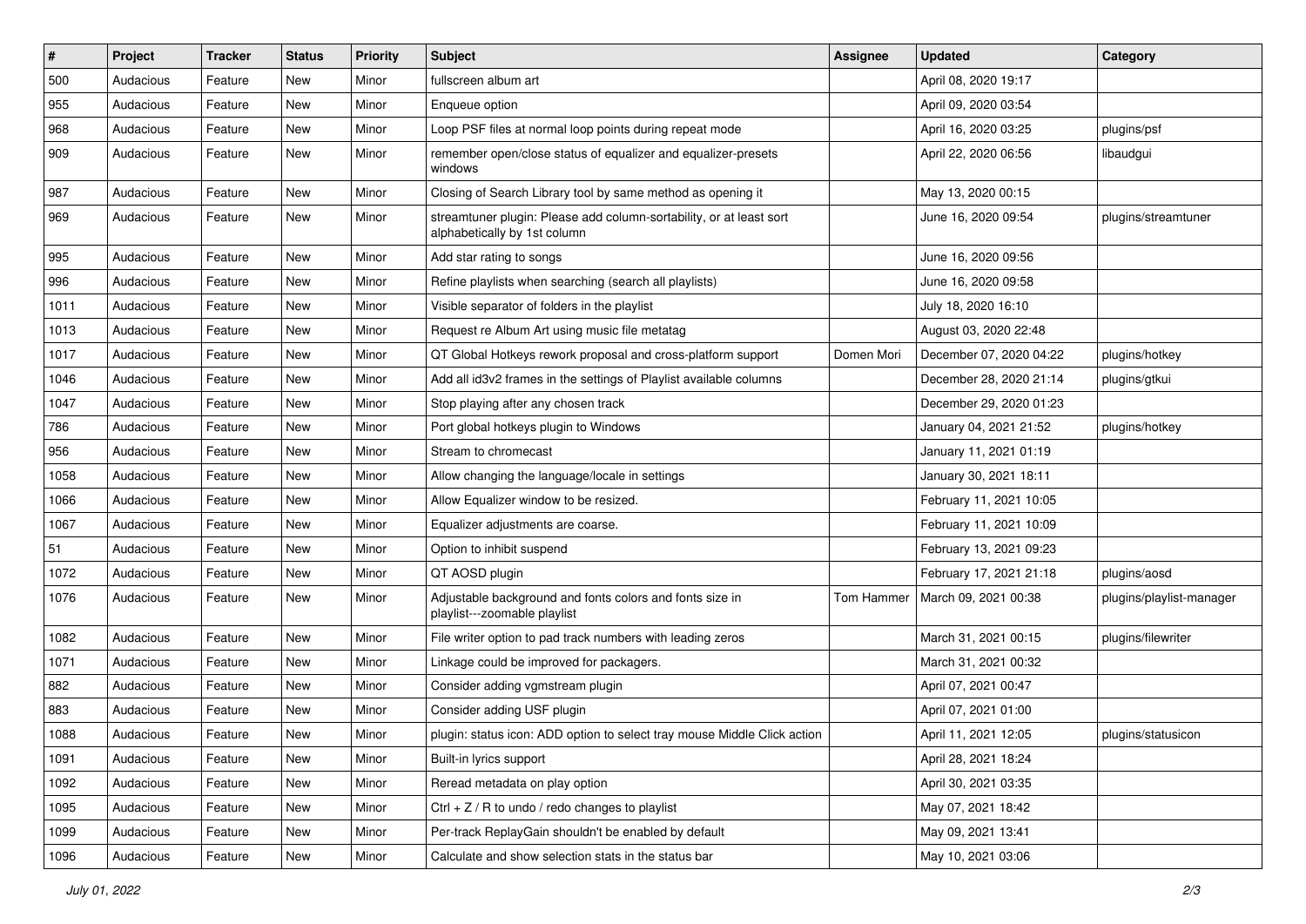| # | Project | Tracker | Status | Priority | Subject | Assignee | Updated | Category |
|---|---|---|---|---|---|---|---|---|
| 500 | Audacious | Feature | New | Minor | fullscreen album art | | April 08, 2020 19:17 | |
| 955 | Audacious | Feature | New | Minor | Enqueue option | | April 09, 2020 03:54 | |
| 968 | Audacious | Feature | New | Minor | Loop PSF files at normal loop points during repeat mode | | April 16, 2020 03:25 | plugins/psf |
| 909 | Audacious | Feature | New | Minor | remember open/close status of equalizer and equalizer-presets windows | | April 22, 2020 06:56 | libaudgui |
| 987 | Audacious | Feature | New | Minor | Closing of Search Library tool by same method as opening it | | May 13, 2020 00:15 | |
| 969 | Audacious | Feature | New | Minor | streamtuner plugin: Please add column-sortability, or at least sort alphabetically by 1st column | | June 16, 2020 09:54 | plugins/streamtuner |
| 995 | Audacious | Feature | New | Minor | Add star rating to songs | | June 16, 2020 09:56 | |
| 996 | Audacious | Feature | New | Minor | Refine playlists when searching (search all playlists) | | June 16, 2020 09:58 | |
| 1011 | Audacious | Feature | New | Minor | Visible separator of folders in the playlist | | July 18, 2020 16:10 | |
| 1013 | Audacious | Feature | New | Minor | Request re Album Art using music file metatag | | August 03, 2020 22:48 | |
| 1017 | Audacious | Feature | New | Minor | QT Global Hotkeys rework proposal and cross-platform support | Domen Mori | December 07, 2020 04:22 | plugins/hotkey |
| 1046 | Audacious | Feature | New | Minor | Add all id3v2 frames in the settings of Playlist available columns | | December 28, 2020 21:14 | plugins/gtkui |
| 1047 | Audacious | Feature | New | Minor | Stop playing after any chosen track | | December 29, 2020 01:23 | |
| 786 | Audacious | Feature | New | Minor | Port global hotkeys plugin to Windows | | January 04, 2021 21:52 | plugins/hotkey |
| 956 | Audacious | Feature | New | Minor | Stream to chromecast | | January 11, 2021 01:19 | |
| 1058 | Audacious | Feature | New | Minor | Allow changing the language/locale in settings | | January 30, 2021 18:11 | |
| 1066 | Audacious | Feature | New | Minor | Allow Equalizer window to be resized. | | February 11, 2021 10:05 | |
| 1067 | Audacious | Feature | New | Minor | Equalizer adjustments are coarse. | | February 11, 2021 10:09 | |
| 51 | Audacious | Feature | New | Minor | Option to inhibit suspend | | February 13, 2021 09:23 | |
| 1072 | Audacious | Feature | New | Minor | QT AOSD plugin | | February 17, 2021 21:18 | plugins/aosd |
| 1076 | Audacious | Feature | New | Minor | Adjustable background and fonts colors and fonts size in playlist---zoomable playlist | Tom Hammer | March 09, 2021 00:38 | plugins/playlist-manager |
| 1082 | Audacious | Feature | New | Minor | File writer option to pad track numbers with leading zeros | | March 31, 2021 00:15 | plugins/filewriter |
| 1071 | Audacious | Feature | New | Minor | Linkage could be improved for packagers. | | March 31, 2021 00:32 | |
| 882 | Audacious | Feature | New | Minor | Consider adding vgmstream plugin | | April 07, 2021 00:47 | |
| 883 | Audacious | Feature | New | Minor | Consider adding USF plugin | | April 07, 2021 01:00 | |
| 1088 | Audacious | Feature | New | Minor | plugin: status icon: ADD option to select tray mouse Middle Click action | | April 11, 2021 12:05 | plugins/statusicon |
| 1091 | Audacious | Feature | New | Minor | Built-in lyrics support | | April 28, 2021 18:24 | |
| 1092 | Audacious | Feature | New | Minor | Reread metadata on play option | | April 30, 2021 03:35 | |
| 1095 | Audacious | Feature | New | Minor | Ctrl + Z / R to undo / redo changes to playlist | | May 07, 2021 18:42 | |
| 1099 | Audacious | Feature | New | Minor | Per-track ReplayGain shouldn't be enabled by default | | May 09, 2021 13:41 | |
| 1096 | Audacious | Feature | New | Minor | Calculate and show selection stats in the status bar | | May 10, 2021 03:06 | |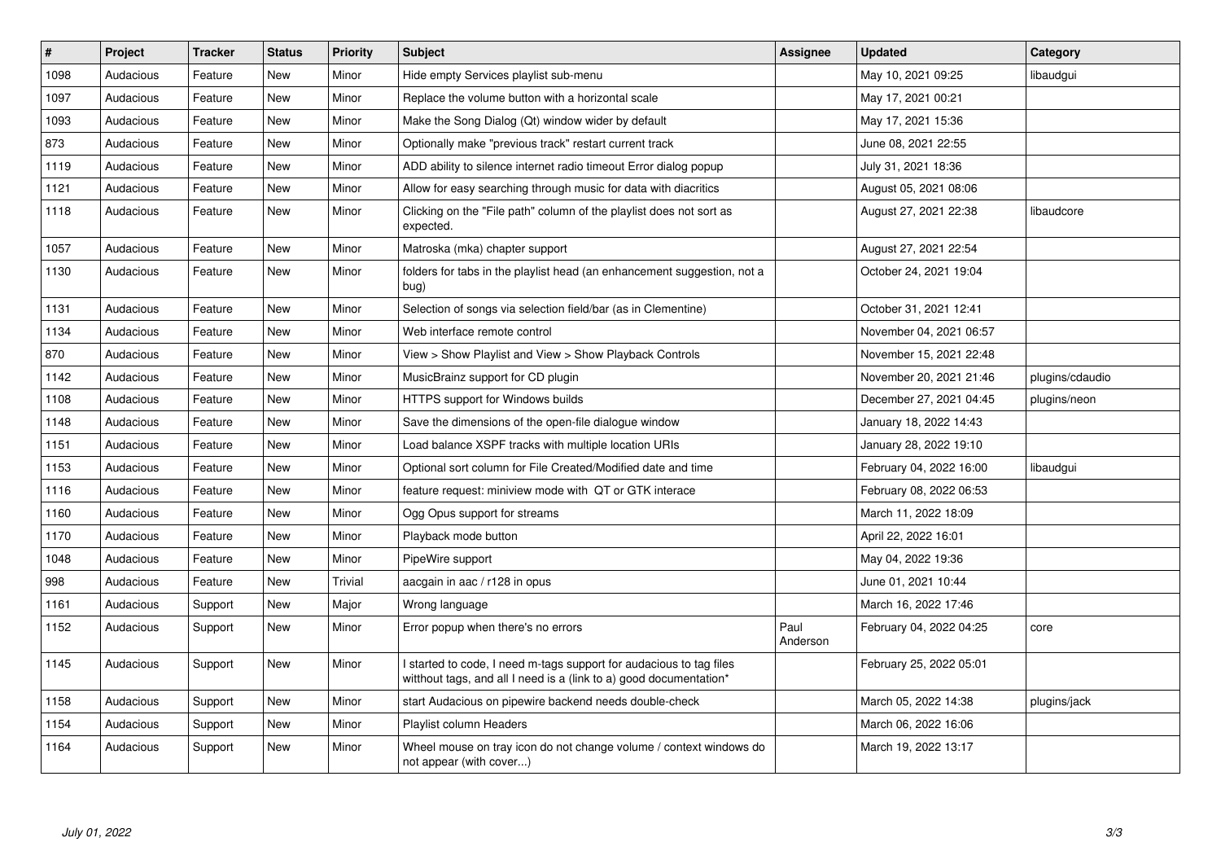| # | Project | Tracker | Status | Priority | Subject | Assignee | Updated | Category |
|---|---|---|---|---|---|---|---|---|
| 1098 | Audacious | Feature | New | Minor | Hide empty Services playlist sub-menu | | May 10, 2021 09:25 | libaudgui |
| 1097 | Audacious | Feature | New | Minor | Replace the volume button with a horizontal scale | | May 17, 2021 00:21 | |
| 1093 | Audacious | Feature | New | Minor | Make the Song Dialog (Qt) window wider by default | | May 17, 2021 15:36 | |
| 873 | Audacious | Feature | New | Minor | Optionally make "previous track" restart current track | | June 08, 2021 22:55 | |
| 1119 | Audacious | Feature | New | Minor | ADD ability to silence internet radio timeout Error dialog popup | | July 31, 2021 18:36 | |
| 1121 | Audacious | Feature | New | Minor | Allow for easy searching through music for data with diacritics | | August 05, 2021 08:06 | |
| 1118 | Audacious | Feature | New | Minor | Clicking on the "File path" column of the playlist does not sort as expected. | | August 27, 2021 22:38 | libaudcore |
| 1057 | Audacious | Feature | New | Minor | Matroska (mka) chapter support | | August 27, 2021 22:54 | |
| 1130 | Audacious | Feature | New | Minor | folders for tabs in the playlist head (an enhancement suggestion, not a bug) | | October 24, 2021 19:04 | |
| 1131 | Audacious | Feature | New | Minor | Selection of songs via selection field/bar (as in Clementine) | | October 31, 2021 12:41 | |
| 1134 | Audacious | Feature | New | Minor | Web interface remote control | | November 04, 2021 06:57 | |
| 870 | Audacious | Feature | New | Minor | View > Show Playlist and View > Show Playback Controls | | November 15, 2021 22:48 | |
| 1142 | Audacious | Feature | New | Minor | MusicBrainz support for CD plugin | | November 20, 2021 21:46 | plugins/cdaudio |
| 1108 | Audacious | Feature | New | Minor | HTTPS support for Windows builds | | December 27, 2021 04:45 | plugins/neon |
| 1148 | Audacious | Feature | New | Minor | Save the dimensions of the open-file dialogue window | | January 18, 2022 14:43 | |
| 1151 | Audacious | Feature | New | Minor | Load balance XSPF tracks with multiple location URIs | | January 28, 2022 19:10 | |
| 1153 | Audacious | Feature | New | Minor | Optional sort column for File Created/Modified date and time | | February 04, 2022 16:00 | libaudgui |
| 1116 | Audacious | Feature | New | Minor | feature request: miniview mode with QT or GTK interace | | February 08, 2022 06:53 | |
| 1160 | Audacious | Feature | New | Minor | Ogg Opus support for streams | | March 11, 2022 18:09 | |
| 1170 | Audacious | Feature | New | Minor | Playback mode button | | April 22, 2022 16:01 | |
| 1048 | Audacious | Feature | New | Minor | PipeWire support | | May 04, 2022 19:36 | |
| 998 | Audacious | Feature | New | Trivial | aacgain in aac / r128 in opus | | June 01, 2021 10:44 | |
| 1161 | Audacious | Support | New | Major | Wrong language | | March 16, 2022 17:46 | |
| 1152 | Audacious | Support | New | Minor | Error popup when there's no errors | Paul Anderson | February 04, 2022 04:25 | core |
| 1145 | Audacious | Support | New | Minor | I started to code, I need m-tags support for audacious to tag files witthout tags, and all I need is a (link to a) good documentation* | | February 25, 2022 05:01 | |
| 1158 | Audacious | Support | New | Minor | start Audacious on pipewire backend needs double-check | | March 05, 2022 14:38 | plugins/jack |
| 1154 | Audacious | Support | New | Minor | Playlist column Headers | | March 06, 2022 16:06 | |
| 1164 | Audacious | Support | New | Minor | Wheel mouse on tray icon do not change volume / context windows do not appear (with cover...) | | March 19, 2022 13:17 | |

*July 01, 2022*